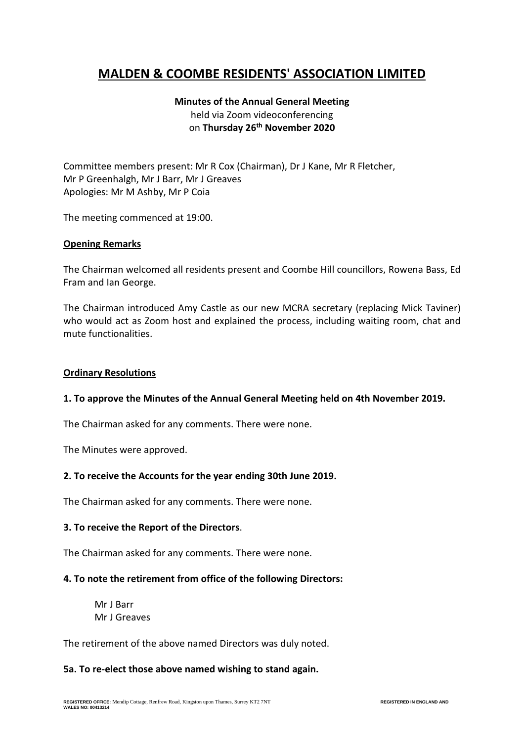# MALDEN & COOMBE RESIDENTS' ASSOCIATION LIMITED

**Minutes of the Annual General Meeting**
held via Zoom videoconferencing
on **Thursday 26th November 2020**

Committee members present: Mr R Cox (Chairman), Dr J Kane, Mr R Fletcher, Mr P Greenhalgh, Mr J Barr, Mr J Greaves
Apologies: Mr M Ashby, Mr P Coia

The meeting commenced at 19:00.

## Opening Remarks

The Chairman welcomed all residents present and Coombe Hill councillors, Rowena Bass, Ed Fram and Ian George.

The Chairman introduced Amy Castle as our new MCRA secretary (replacing Mick Taviner) who would act as Zoom host and explained the process, including waiting room, chat and mute functionalities.

## Ordinary Resolutions

### 1. To approve the Minutes of the Annual General Meeting held on 4th November 2019.

The Chairman asked for any comments. There were none.

The Minutes were approved.

### 2. To receive the Accounts for the year ending 30th June 2019.

The Chairman asked for any comments. There were none.

### 3. To receive the Report of the Directors.

The Chairman asked for any comments. There were none.

### 4. To note the retirement from office of the following Directors:

Mr J Barr
Mr J Greaves

The retirement of the above named Directors was duly noted.

### 5a. To re-elect those above named wishing to stand again.

REGISTERED OFFICE: Mendip Cottage, Renfrew Road, Kingston upon Thames, Surrey KT2 7NT REGISTERED IN ENGLAND AND WALES NO: 00413214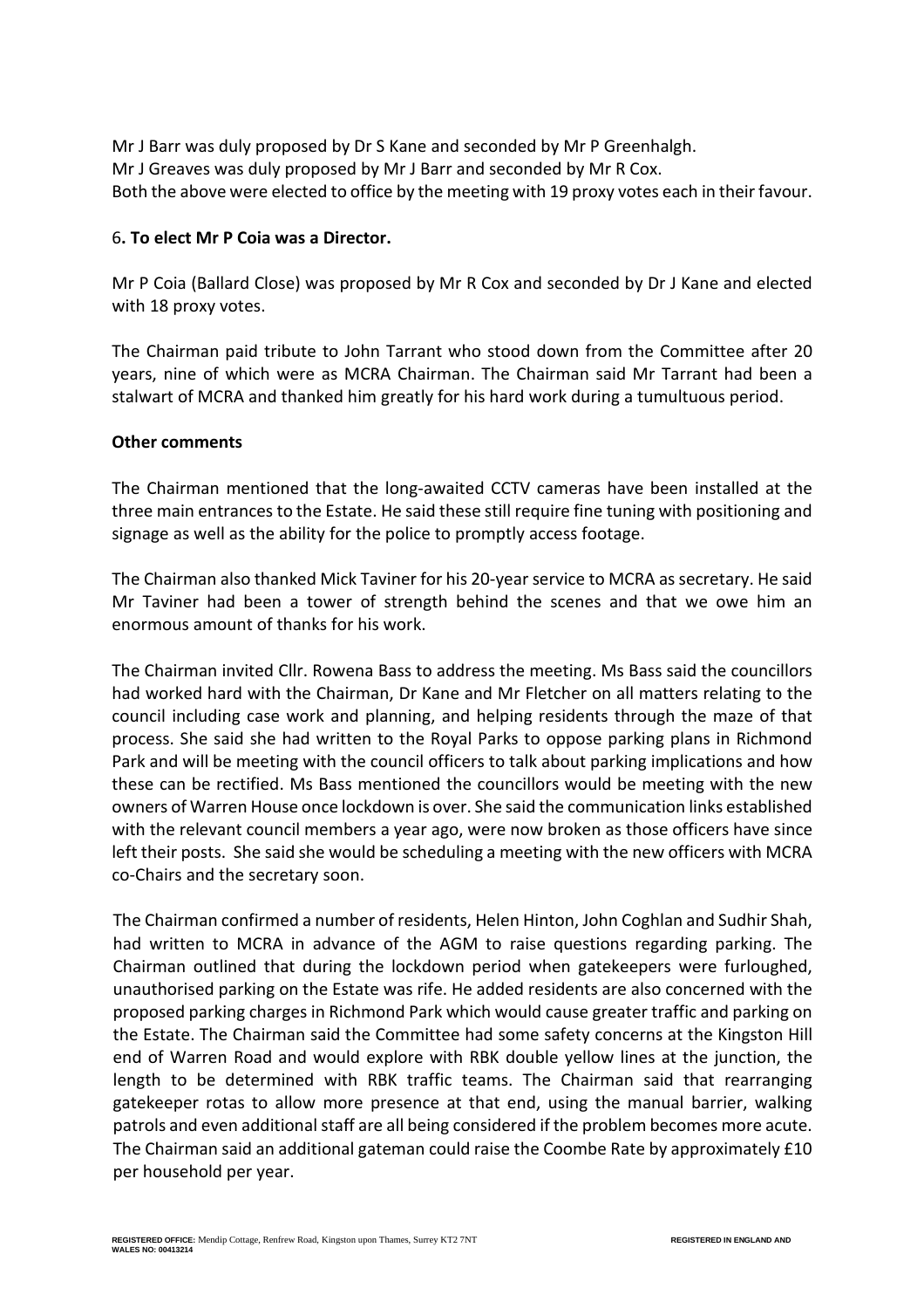Mr J Barr was duly proposed by Dr S Kane and seconded by Mr P Greenhalgh.
Mr J Greaves was duly proposed by Mr J Barr and seconded by Mr R Cox.
Both the above were elected to office by the meeting with 19 proxy votes each in their favour.

6**. To elect Mr P Coia was a Director.**

Mr P Coia (Ballard Close) was proposed by Mr R Cox and seconded by Dr J Kane and elected with 18 proxy votes.

The Chairman paid tribute to John Tarrant who stood down from the Committee after 20 years, nine of which were as MCRA Chairman. The Chairman said Mr Tarrant had been a stalwart of MCRA and thanked him greatly for his hard work during a tumultuous period.

**Other comments**

The Chairman mentioned that the long-awaited CCTV cameras have been installed at the three main entrances to the Estate. He said these still require fine tuning with positioning and signage as well as the ability for the police to promptly access footage.

The Chairman also thanked Mick Taviner for his 20-year service to MCRA as secretary. He said Mr Taviner had been a tower of strength behind the scenes and that we owe him an enormous amount of thanks for his work.

The Chairman invited Cllr. Rowena Bass to address the meeting. Ms Bass said the councillors had worked hard with the Chairman, Dr Kane and Mr Fletcher on all matters relating to the council including case work and planning, and helping residents through the maze of that process. She said she had written to the Royal Parks to oppose parking plans in Richmond Park and will be meeting with the council officers to talk about parking implications and how these can be rectified. Ms Bass mentioned the councillors would be meeting with the new owners of Warren House once lockdown is over. She said the communication links established with the relevant council members a year ago, were now broken as those officers have since left their posts. She said she would be scheduling a meeting with the new officers with MCRA co-Chairs and the secretary soon.

The Chairman confirmed a number of residents, Helen Hinton, John Coghlan and Sudhir Shah, had written to MCRA in advance of the AGM to raise questions regarding parking. The Chairman outlined that during the lockdown period when gatekeepers were furloughed, unauthorised parking on the Estate was rife. He added residents are also concerned with the proposed parking charges in Richmond Park which would cause greater traffic and parking on the Estate. The Chairman said the Committee had some safety concerns at the Kingston Hill end of Warren Road and would explore with RBK double yellow lines at the junction, the length to be determined with RBK traffic teams. The Chairman said that rearranging gatekeeper rotas to allow more presence at that end, using the manual barrier, walking patrols and even additional staff are all being considered if the problem becomes more acute. The Chairman said an additional gateman could raise the Coombe Rate by approximately £10 per household per year.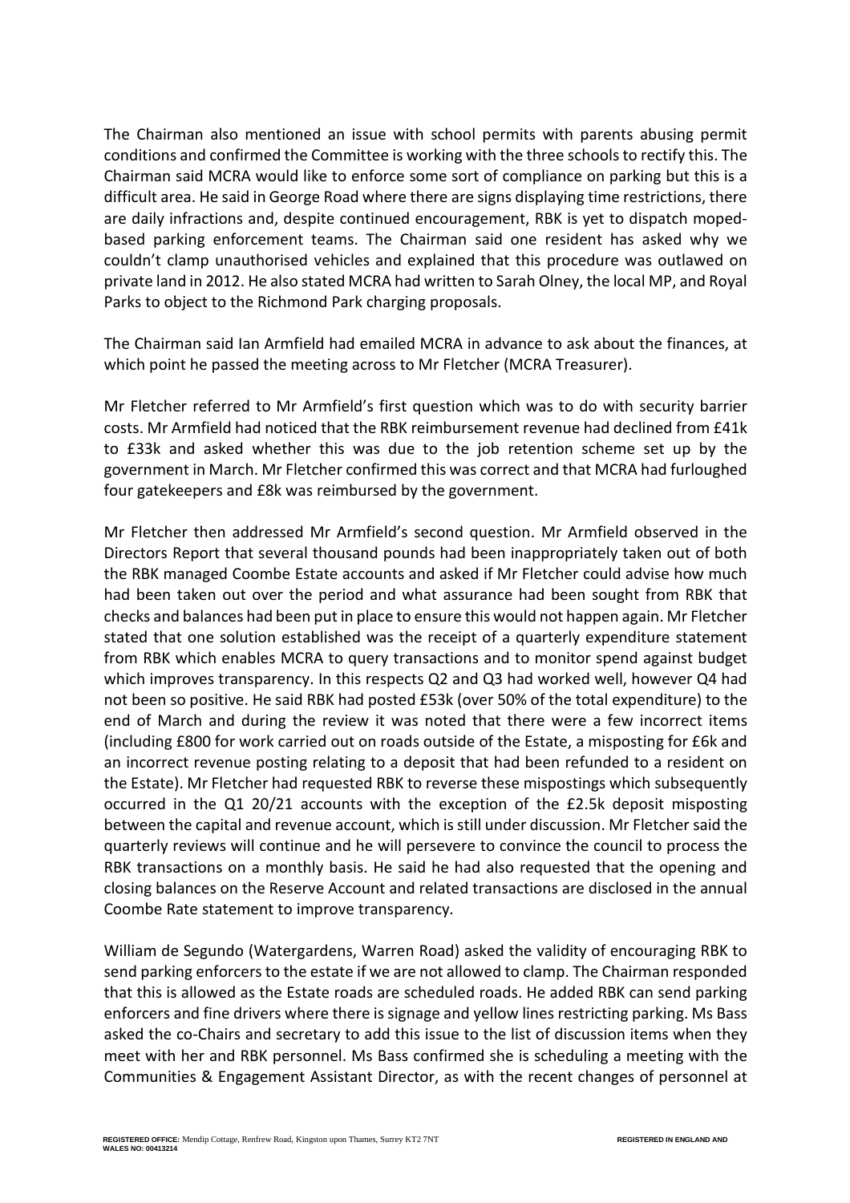The Chairman also mentioned an issue with school permits with parents abusing permit conditions and confirmed the Committee is working with the three schools to rectify this. The Chairman said MCRA would like to enforce some sort of compliance on parking but this is a difficult area. He said in George Road where there are signs displaying time restrictions, there are daily infractions and, despite continued encouragement, RBK is yet to dispatch moped-based parking enforcement teams. The Chairman said one resident has asked why we couldn't clamp unauthorised vehicles and explained that this procedure was outlawed on private land in 2012. He also stated MCRA had written to Sarah Olney, the local MP, and Royal Parks to object to the Richmond Park charging proposals.

The Chairman said Ian Armfield had emailed MCRA in advance to ask about the finances, at which point he passed the meeting across to Mr Fletcher (MCRA Treasurer).

Mr Fletcher referred to Mr Armfield's first question which was to do with security barrier costs. Mr Armfield had noticed that the RBK reimbursement revenue had declined from £41k to £33k and asked whether this was due to the job retention scheme set up by the government in March. Mr Fletcher confirmed this was correct and that MCRA had furloughed four gatekeepers and £8k was reimbursed by the government.

Mr Fletcher then addressed Mr Armfield's second question. Mr Armfield observed in the Directors Report that several thousand pounds had been inappropriately taken out of both the RBK managed Coombe Estate accounts and asked if Mr Fletcher could advise how much had been taken out over the period and what assurance had been sought from RBK that checks and balances had been put in place to ensure this would not happen again. Mr Fletcher stated that one solution established was the receipt of a quarterly expenditure statement from RBK which enables MCRA to query transactions and to monitor spend against budget which improves transparency. In this respects Q2 and Q3 had worked well, however Q4 had not been so positive. He said RBK had posted £53k (over 50% of the total expenditure) to the end of March and during the review it was noted that there were a few incorrect items (including £800 for work carried out on roads outside of the Estate, a misposting for £6k and an incorrect revenue posting relating to a deposit that had been refunded to a resident on the Estate). Mr Fletcher had requested RBK to reverse these mispostings which subsequently occurred in the Q1 20/21 accounts with the exception of the £2.5k deposit misposting between the capital and revenue account, which is still under discussion. Mr Fletcher said the quarterly reviews will continue and he will persevere to convince the council to process the RBK transactions on a monthly basis. He said he had also requested that the opening and closing balances on the Reserve Account and related transactions are disclosed in the annual Coombe Rate statement to improve transparency.

William de Segundo (Watergardens, Warren Road) asked the validity of encouraging RBK to send parking enforcers to the estate if we are not allowed to clamp. The Chairman responded that this is allowed as the Estate roads are scheduled roads. He added RBK can send parking enforcers and fine drivers where there is signage and yellow lines restricting parking. Ms Bass asked the co-Chairs and secretary to add this issue to the list of discussion items when they meet with her and RBK personnel. Ms Bass confirmed she is scheduling a meeting with the Communities & Engagement Assistant Director, as with the recent changes of personnel at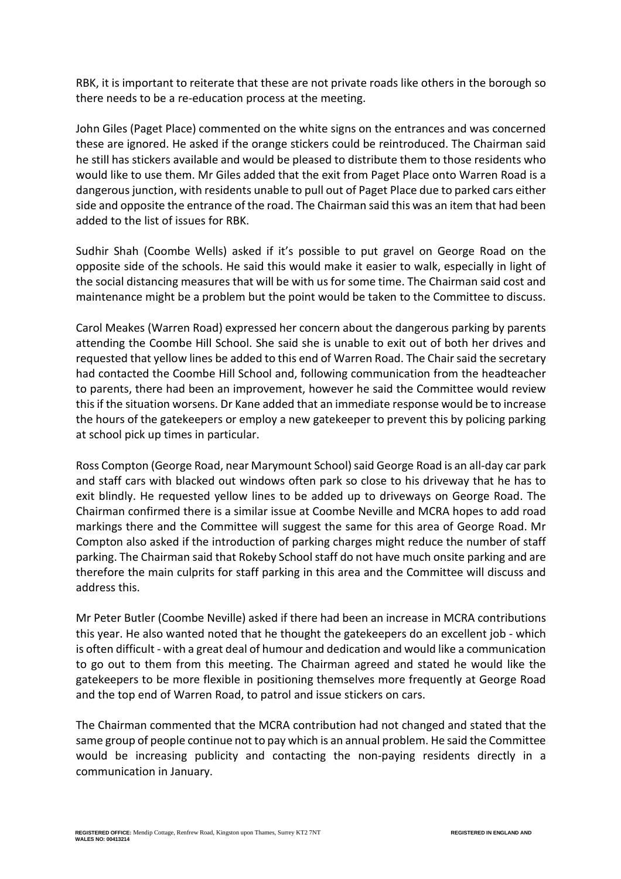RBK, it is important to reiterate that these are not private roads like others in the borough so there needs to be a re-education process at the meeting.

John Giles (Paget Place) commented on the white signs on the entrances and was concerned these are ignored. He asked if the orange stickers could be reintroduced. The Chairman said he still has stickers available and would be pleased to distribute them to those residents who would like to use them. Mr Giles added that the exit from Paget Place onto Warren Road is a dangerous junction, with residents unable to pull out of Paget Place due to parked cars either side and opposite the entrance of the road. The Chairman said this was an item that had been added to the list of issues for RBK.

Sudhir Shah (Coombe Wells) asked if it's possible to put gravel on George Road on the opposite side of the schools. He said this would make it easier to walk, especially in light of the social distancing measures that will be with us for some time. The Chairman said cost and maintenance might be a problem but the point would be taken to the Committee to discuss.

Carol Meakes (Warren Road) expressed her concern about the dangerous parking by parents attending the Coombe Hill School. She said she is unable to exit out of both her drives and requested that yellow lines be added to this end of Warren Road. The Chair said the secretary had contacted the Coombe Hill School and, following communication from the headteacher to parents, there had been an improvement, however he said the Committee would review this if the situation worsens. Dr Kane added that an immediate response would be to increase the hours of the gatekeepers or employ a new gatekeeper to prevent this by policing parking at school pick up times in particular.

Ross Compton (George Road, near Marymount School) said George Road is an all-day car park and staff cars with blacked out windows often park so close to his driveway that he has to exit blindly. He requested yellow lines to be added up to driveways on George Road. The Chairman confirmed there is a similar issue at Coombe Neville and MCRA hopes to add road markings there and the Committee will suggest the same for this area of George Road. Mr Compton also asked if the introduction of parking charges might reduce the number of staff parking. The Chairman said that Rokeby School staff do not have much onsite parking and are therefore the main culprits for staff parking in this area and the Committee will discuss and address this.

Mr Peter Butler (Coombe Neville) asked if there had been an increase in MCRA contributions this year. He also wanted noted that he thought the gatekeepers do an excellent job - which is often difficult - with a great deal of humour and dedication and would like a communication to go out to them from this meeting. The Chairman agreed and stated he would like the gatekeepers to be more flexible in positioning themselves more frequently at George Road and the top end of Warren Road, to patrol and issue stickers on cars.

The Chairman commented that the MCRA contribution had not changed and stated that the same group of people continue not to pay which is an annual problem. He said the Committee would be increasing publicity and contacting the non-paying residents directly in a communication in January.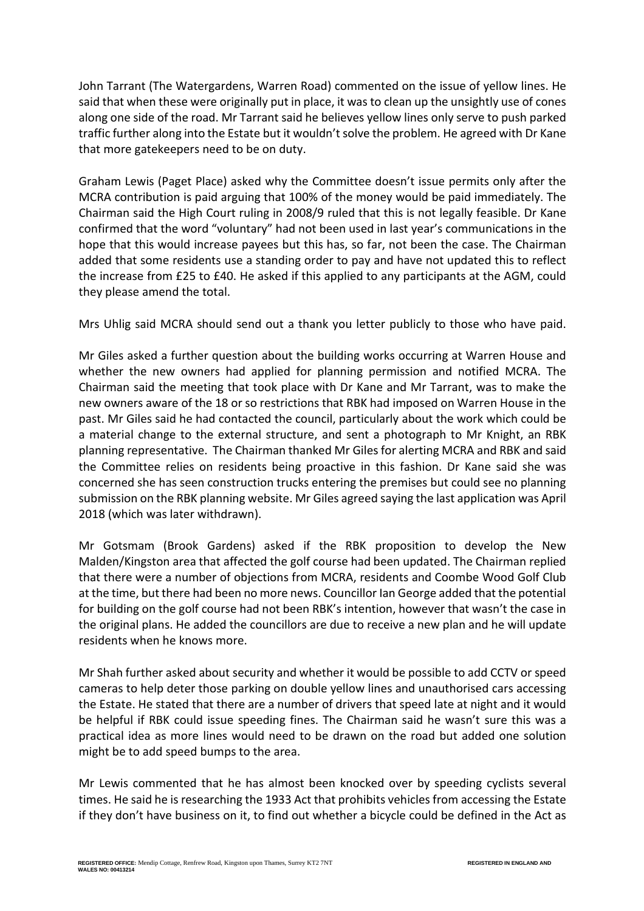John Tarrant (The Watergardens, Warren Road) commented on the issue of yellow lines. He said that when these were originally put in place, it was to clean up the unsightly use of cones along one side of the road. Mr Tarrant said he believes yellow lines only serve to push parked traffic further along into the Estate but it wouldn't solve the problem. He agreed with Dr Kane that more gatekeepers need to be on duty.

Graham Lewis (Paget Place) asked why the Committee doesn't issue permits only after the MCRA contribution is paid arguing that 100% of the money would be paid immediately. The Chairman said the High Court ruling in 2008/9 ruled that this is not legally feasible. Dr Kane confirmed that the word "voluntary" had not been used in last year's communications in the hope that this would increase payees but this has, so far, not been the case. The Chairman added that some residents use a standing order to pay and have not updated this to reflect the increase from £25 to £40. He asked if this applied to any participants at the AGM, could they please amend the total.

Mrs Uhlig said MCRA should send out a thank you letter publicly to those who have paid.

Mr Giles asked a further question about the building works occurring at Warren House and whether the new owners had applied for planning permission and notified MCRA. The Chairman said the meeting that took place with Dr Kane and Mr Tarrant, was to make the new owners aware of the 18 or so restrictions that RBK had imposed on Warren House in the past. Mr Giles said he had contacted the council, particularly about the work which could be a material change to the external structure, and sent a photograph to Mr Knight, an RBK planning representative. The Chairman thanked Mr Giles for alerting MCRA and RBK and said the Committee relies on residents being proactive in this fashion. Dr Kane said she was concerned she has seen construction trucks entering the premises but could see no planning submission on the RBK planning website. Mr Giles agreed saying the last application was April 2018 (which was later withdrawn).

Mr Gotsmam (Brook Gardens) asked if the RBK proposition to develop the New Malden/Kingston area that affected the golf course had been updated. The Chairman replied that there were a number of objections from MCRA, residents and Coombe Wood Golf Club at the time, but there had been no more news. Councillor Ian George added that the potential for building on the golf course had not been RBK's intention, however that wasn't the case in the original plans. He added the councillors are due to receive a new plan and he will update residents when he knows more.

Mr Shah further asked about security and whether it would be possible to add CCTV or speed cameras to help deter those parking on double yellow lines and unauthorised cars accessing the Estate. He stated that there are a number of drivers that speed late at night and it would be helpful if RBK could issue speeding fines. The Chairman said he wasn't sure this was a practical idea as more lines would need to be drawn on the road but added one solution might be to add speed bumps to the area.

Mr Lewis commented that he has almost been knocked over by speeding cyclists several times. He said he is researching the 1933 Act that prohibits vehicles from accessing the Estate if they don't have business on it, to find out whether a bicycle could be defined in the Act as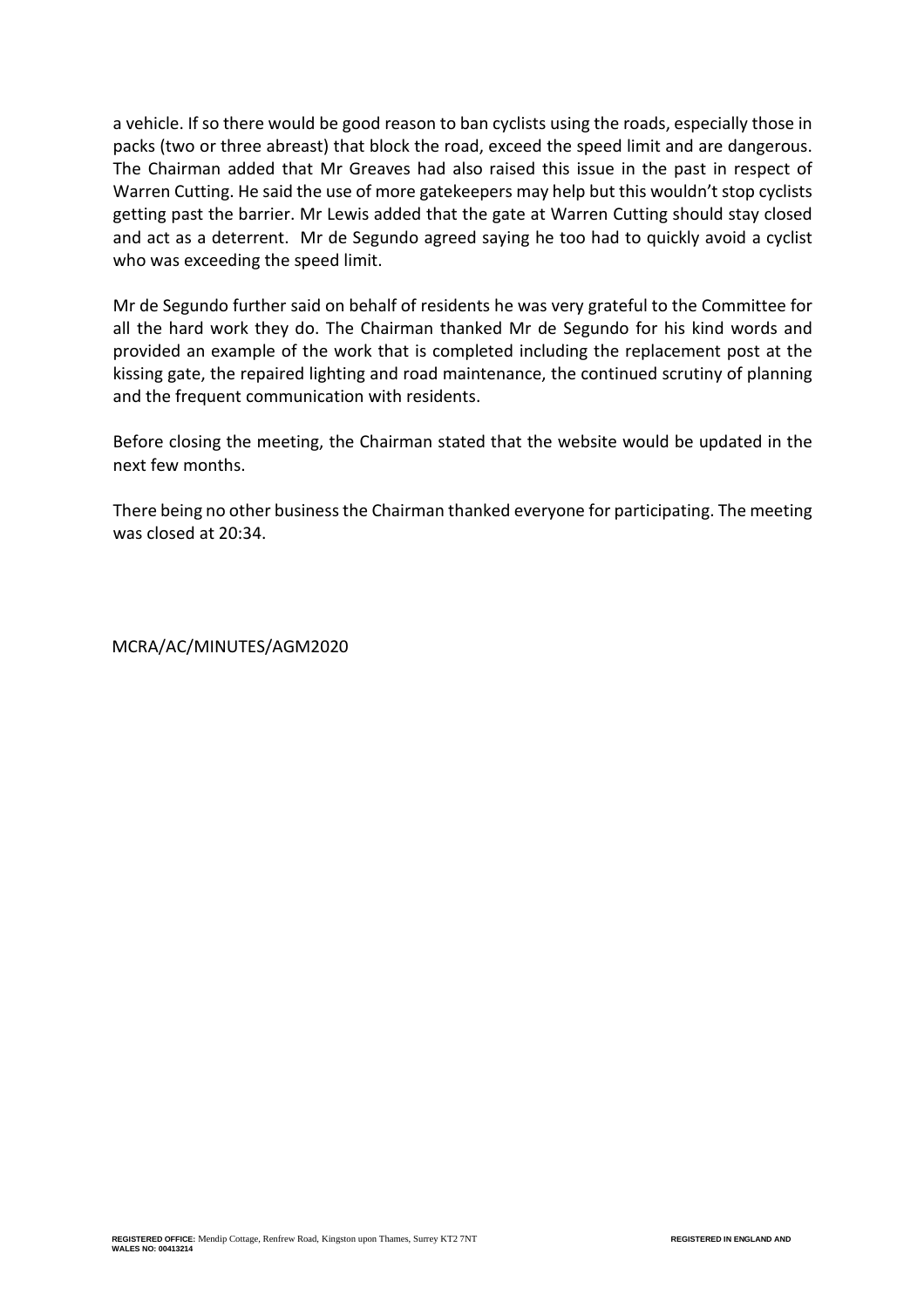a vehicle. If so there would be good reason to ban cyclists using the roads, especially those in packs (two or three abreast) that block the road, exceed the speed limit and are dangerous. The Chairman added that Mr Greaves had also raised this issue in the past in respect of Warren Cutting. He said the use of more gatekeepers may help but this wouldn't stop cyclists getting past the barrier. Mr Lewis added that the gate at Warren Cutting should stay closed and act as a deterrent. Mr de Segundo agreed saying he too had to quickly avoid a cyclist who was exceeding the speed limit.

Mr de Segundo further said on behalf of residents he was very grateful to the Committee for all the hard work they do. The Chairman thanked Mr de Segundo for his kind words and provided an example of the work that is completed including the replacement post at the kissing gate, the repaired lighting and road maintenance, the continued scrutiny of planning and the frequent communication with residents.

Before closing the meeting, the Chairman stated that the website would be updated in the next few months.

There being no other business the Chairman thanked everyone for participating. The meeting was closed at 20:34.

MCRA/AC/MINUTES/AGM2020

**REGISTERED OFFICE:** Mendip Cottage, Renfrew Road, Kingston upon Thames, Surrey KT2 7NT **REGISTERED IN ENGLAND AND WALES NO: 00413214**